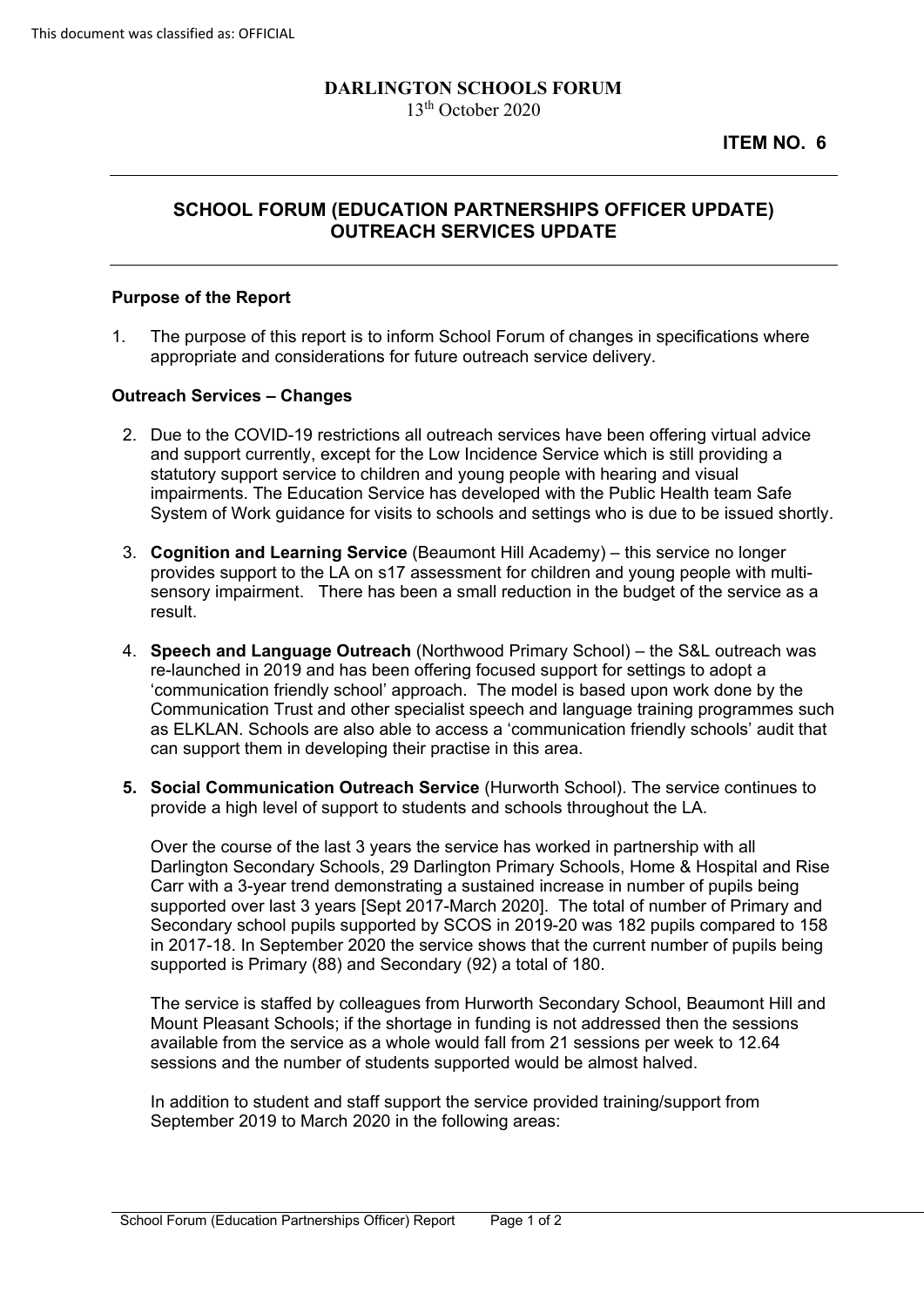This document was classified as: OFFICIAL

**DARLINGTON SCHOOLS FORUM**
13th October 2020

**ITEM NO. 6**

---

## SCHOOL FORUM (EDUCATION PARTNERSHIPS OFFICER UPDATE) OUTREACH SERVICES UPDATE

---

### Purpose of the Report

1. The purpose of this report is to inform School Forum of changes in specifications where appropriate and considerations for future outreach service delivery.

### Outreach Services – Changes

2. Due to the COVID-19 restrictions all outreach services have been offering virtual advice and support currently, except for the Low Incidence Service which is still providing a statutory support service to children and young people with hearing and visual impairments. The Education Service has developed with the Public Health team Safe System of Work guidance for visits to schools and settings who is due to be issued shortly.

3. **Cognition and Learning Service** (Beaumont Hill Academy) – this service no longer provides support to the LA on s17 assessment for children and young people with multi-sensory impairment. There has been a small reduction in the budget of the service as a result.

4. **Speech and Language Outreach** (Northwood Primary School) – the S&L outreach was re-launched in 2019 and has been offering focused support for settings to adopt a 'communication friendly school' approach. The model is based upon work done by the Communication Trust and other specialist speech and language training programmes such as ELKLAN. Schools are also able to access a 'communication friendly schools' audit that can support them in developing their practise in this area.

5. **Social Communication Outreach Service** (Hurworth School). The service continues to provide a high level of support to students and schools throughout the LA.

   Over the course of the last 3 years the service has worked in partnership with all Darlington Secondary Schools, 29 Darlington Primary Schools, Home & Hospital and Rise Carr with a 3-year trend demonstrating a sustained increase in number of pupils being supported over last 3 years [Sept 2017-March 2020]. The total of number of Primary and Secondary school pupils supported by SCOS in 2019-20 was 182 pupils compared to 158 in 2017-18. In September 2020 the service shows that the current number of pupils being supported is Primary (88) and Secondary (92) a total of 180.

   The service is staffed by colleagues from Hurworth Secondary School, Beaumont Hill and Mount Pleasant Schools; if the shortage in funding is not addressed then the sessions available from the service as a whole would fall from 21 sessions per week to 12.64 sessions and the number of students supported would be almost halved.

   In addition to student and staff support the service provided training/support from September 2019 to March 2020 in the following areas: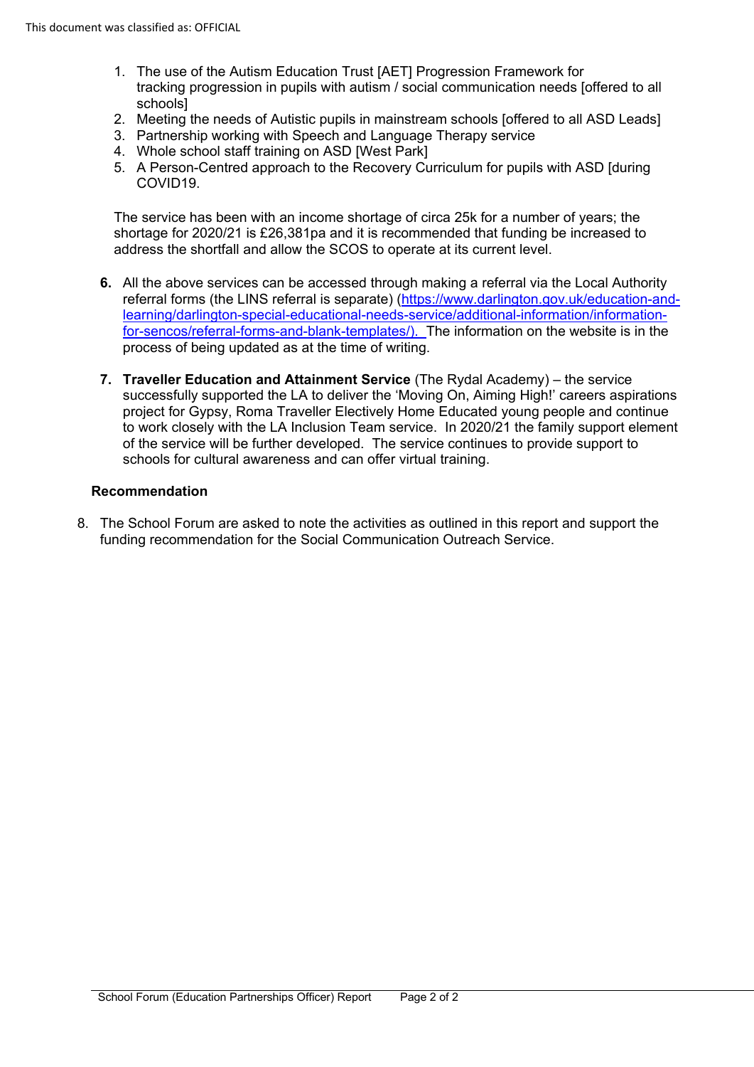1. The use of the Autism Education Trust [AET] Progression Framework for tracking progression in pupils with autism / social communication needs [offered to all schools]
2. Meeting the needs of Autistic pupils in mainstream schools [offered to all ASD Leads]
3. Partnership working with Speech and Language Therapy service
4. Whole school staff training on ASD [West Park]
5. A Person-Centred approach to the Recovery Curriculum for pupils with ASD [during COVID19.

The service has been with an income shortage of circa 25k for a number of years; the shortage for 2020/21 is £26,381pa and it is recommended that funding be increased to address the shortfall and allow the SCOS to operate at its current level.

**6.** All the above services can be accessed through making a referral via the Local Authority referral forms (the LINS referral is separate) (https://www.darlington.gov.uk/education-and-learning/darlington-special-educational-needs-service/additional-information/information-for-sencos/referral-forms-and-blank-templates/). The information on the website is in the process of being updated as at the time of writing.

**7.** **Traveller Education and Attainment Service** (The Rydal Academy) – the service successfully supported the LA to deliver the 'Moving On, Aiming High!' careers aspirations project for Gypsy, Roma Traveller Electively Home Educated young people and continue to work closely with the LA Inclusion Team service. In 2020/21 the family support element of the service will be further developed. The service continues to provide support to schools for cultural awareness and can offer virtual training.

**Recommendation**

8. The School Forum are asked to note the activities as outlined in this report and support the funding recommendation for the Social Communication Outreach Service.